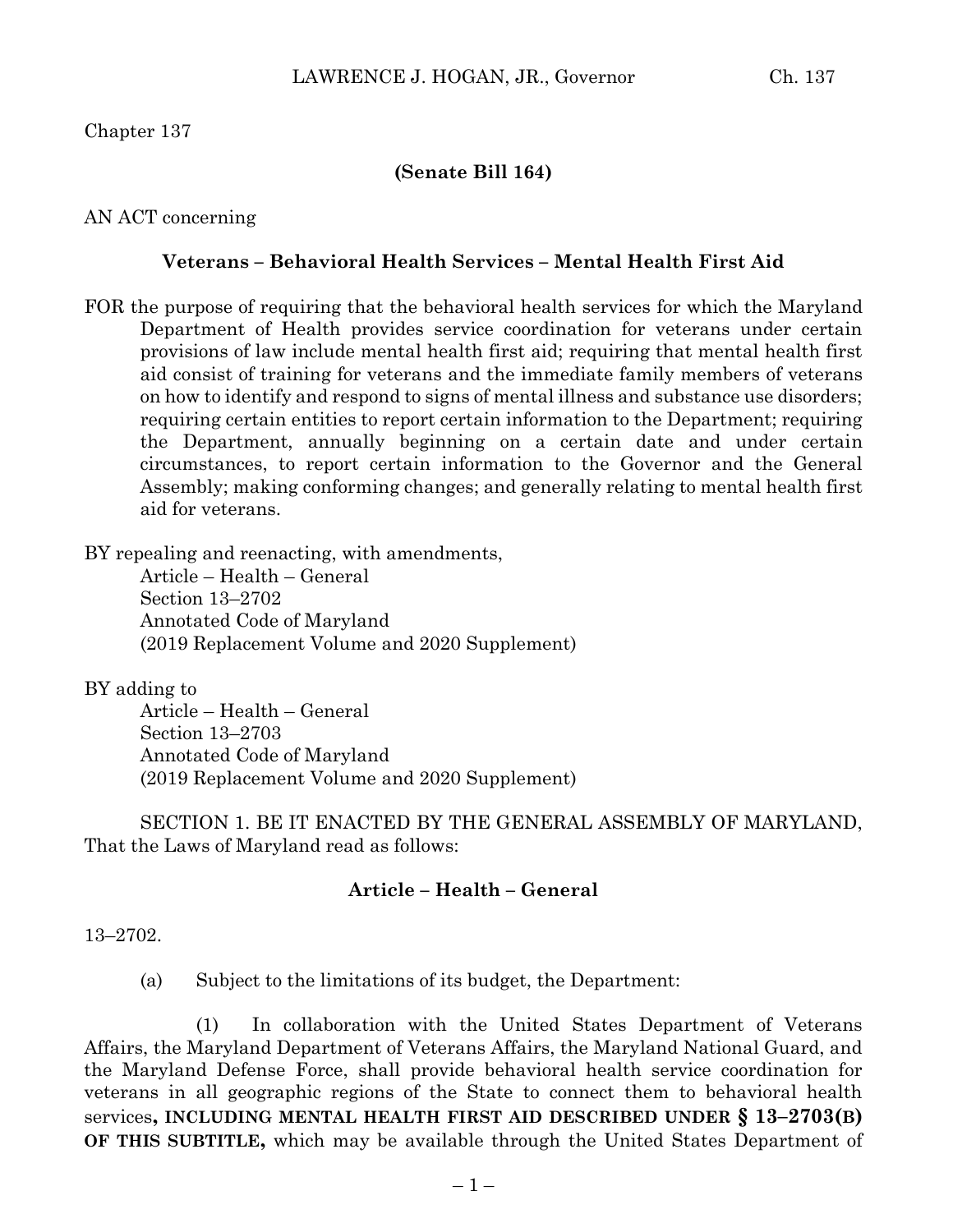Chapter 137

**(Senate Bill 164)**

AN ACT concerning

**Veterans – Behavioral Health Services – Mental Health First Aid**

FOR the purpose of requiring that the behavioral health services for which the Maryland Department of Health provides service coordination for veterans under certain provisions of law include mental health first aid; requiring that mental health first aid consist of training for veterans and the immediate family members of veterans on how to identify and respond to signs of mental illness and substance use disorders; requiring certain entities to report certain information to the Department; requiring the Department, annually beginning on a certain date and under certain circumstances, to report certain information to the Governor and the General Assembly; making conforming changes; and generally relating to mental health first aid for veterans.

BY repealing and reenacting, with amendments,
Article – Health – General
Section 13–2702
Annotated Code of Maryland
(2019 Replacement Volume and 2020 Supplement)

BY adding to
Article – Health – General
Section 13–2703
Annotated Code of Maryland
(2019 Replacement Volume and 2020 Supplement)

SECTION 1. BE IT ENACTED BY THE GENERAL ASSEMBLY OF MARYLAND, That the Laws of Maryland read as follows:

**Article – Health – General**

13–2702.

(a) Subject to the limitations of its budget, the Department:

(1) In collaboration with the United States Department of Veterans Affairs, the Maryland Department of Veterans Affairs, the Maryland National Guard, and the Maryland Defense Force, shall provide behavioral health service coordination for veterans in all geographic regions of the State to connect them to behavioral health services**, INCLUDING MENTAL HEALTH FIRST AID DESCRIBED UNDER § 13–2703(B) OF THIS SUBTITLE,** which may be available through the United States Department of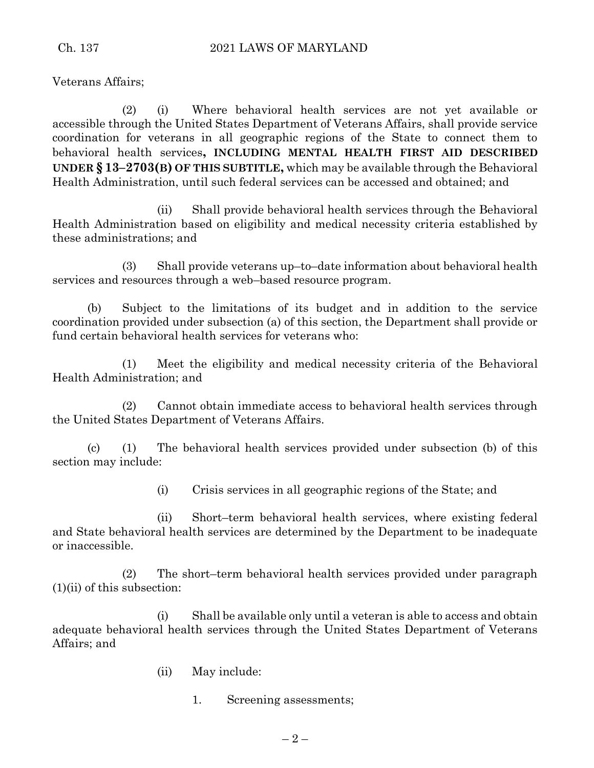Veterans Affairs;

(2) (i) Where behavioral health services are not yet available or accessible through the United States Department of Veterans Affairs, shall provide service coordination for veterans in all geographic regions of the State to connect them to behavioral health services**, INCLUDING MENTAL HEALTH FIRST AID DESCRIBED UNDER § 13–2703(B) OF THIS SUBTITLE,** which may be available through the Behavioral Health Administration, until such federal services can be accessed and obtained; and

(ii) Shall provide behavioral health services through the Behavioral Health Administration based on eligibility and medical necessity criteria established by these administrations; and

(3) Shall provide veterans up–to–date information about behavioral health services and resources through a web–based resource program.

(b) Subject to the limitations of its budget and in addition to the service coordination provided under subsection (a) of this section, the Department shall provide or fund certain behavioral health services for veterans who:

(1) Meet the eligibility and medical necessity criteria of the Behavioral Health Administration; and

(2) Cannot obtain immediate access to behavioral health services through the United States Department of Veterans Affairs.

(c) (1) The behavioral health services provided under subsection (b) of this section may include:

(i) Crisis services in all geographic regions of the State; and

(ii) Short–term behavioral health services, where existing federal and State behavioral health services are determined by the Department to be inadequate or inaccessible.

(2) The short–term behavioral health services provided under paragraph (1)(ii) of this subsection:

(i) Shall be available only until a veteran is able to access and obtain adequate behavioral health services through the United States Department of Veterans Affairs; and

(ii) May include:

1. Screening assessments;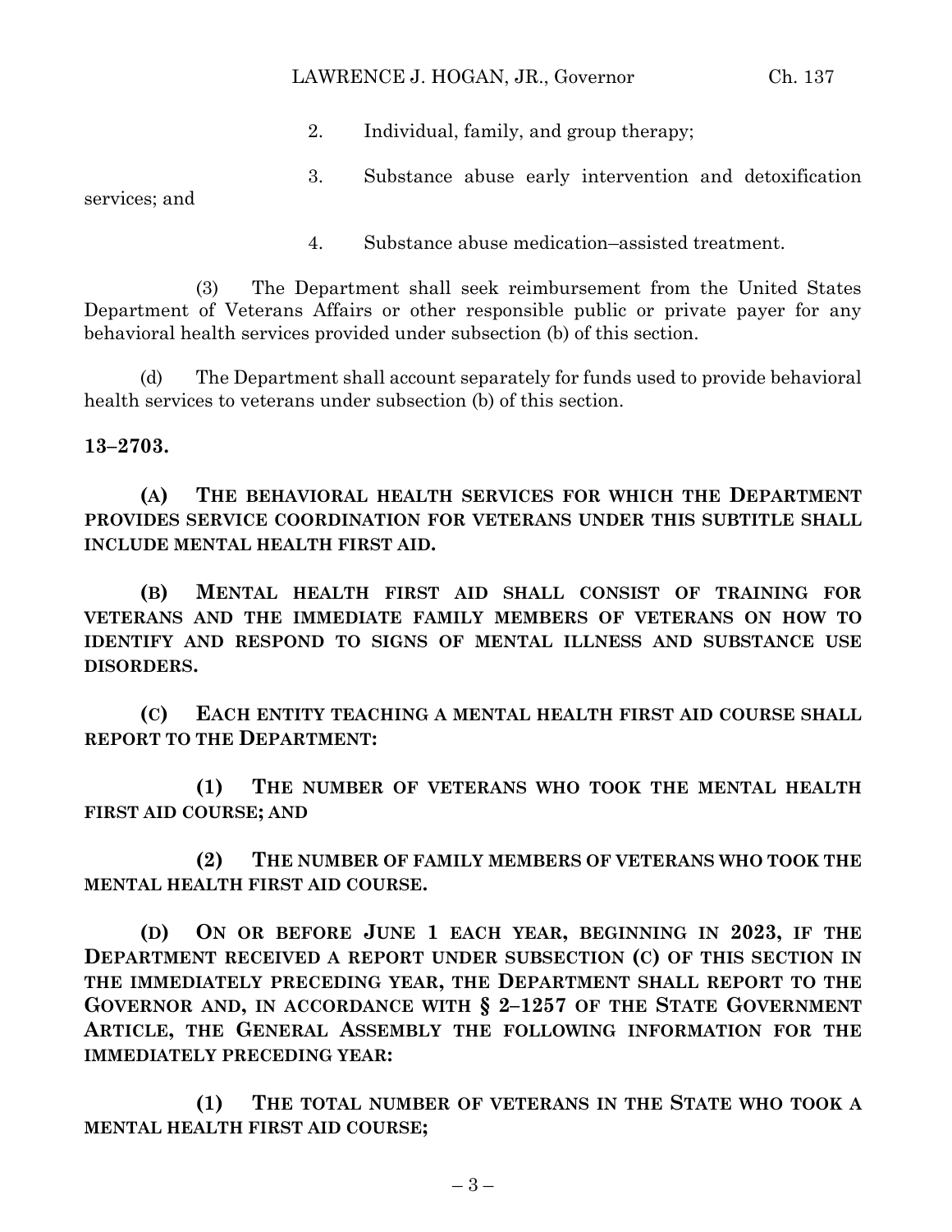2. Individual, family, and group therapy;

3. Substance abuse early intervention and detoxification services; and

4. Substance abuse medication–assisted treatment.

(3) The Department shall seek reimbursement from the United States Department of Veterans Affairs or other responsible public or private payer for any behavioral health services provided under subsection (b) of this section.

(d) The Department shall account separately for funds used to provide behavioral health services to veterans under subsection (b) of this section.

**13–2703.**

**(A) THE BEHAVIORAL HEALTH SERVICES FOR WHICH THE DEPARTMENT PROVIDES SERVICE COORDINATION FOR VETERANS UNDER THIS SUBTITLE SHALL INCLUDE MENTAL HEALTH FIRST AID.**

**(B) MENTAL HEALTH FIRST AID SHALL CONSIST OF TRAINING FOR VETERANS AND THE IMMEDIATE FAMILY MEMBERS OF VETERANS ON HOW TO IDENTIFY AND RESPOND TO SIGNS OF MENTAL ILLNESS AND SUBSTANCE USE DISORDERS.**

**(C) EACH ENTITY TEACHING A MENTAL HEALTH FIRST AID COURSE SHALL REPORT TO THE DEPARTMENT:**

**(1) THE NUMBER OF VETERANS WHO TOOK THE MENTAL HEALTH FIRST AID COURSE; AND**

**(2) THE NUMBER OF FAMILY MEMBERS OF VETERANS WHO TOOK THE MENTAL HEALTH FIRST AID COURSE.**

**(D) ON OR BEFORE JUNE 1 EACH YEAR, BEGINNING IN 2023, IF THE DEPARTMENT RECEIVED A REPORT UNDER SUBSECTION (C) OF THIS SECTION IN THE IMMEDIATELY PRECEDING YEAR, THE DEPARTMENT SHALL REPORT TO THE GOVERNOR AND, IN ACCORDANCE WITH § 2–1257 OF THE STATE GOVERNMENT ARTICLE, THE GENERAL ASSEMBLY THE FOLLOWING INFORMATION FOR THE IMMEDIATELY PRECEDING YEAR:**

**(1) THE TOTAL NUMBER OF VETERANS IN THE STATE WHO TOOK A MENTAL HEALTH FIRST AID COURSE;**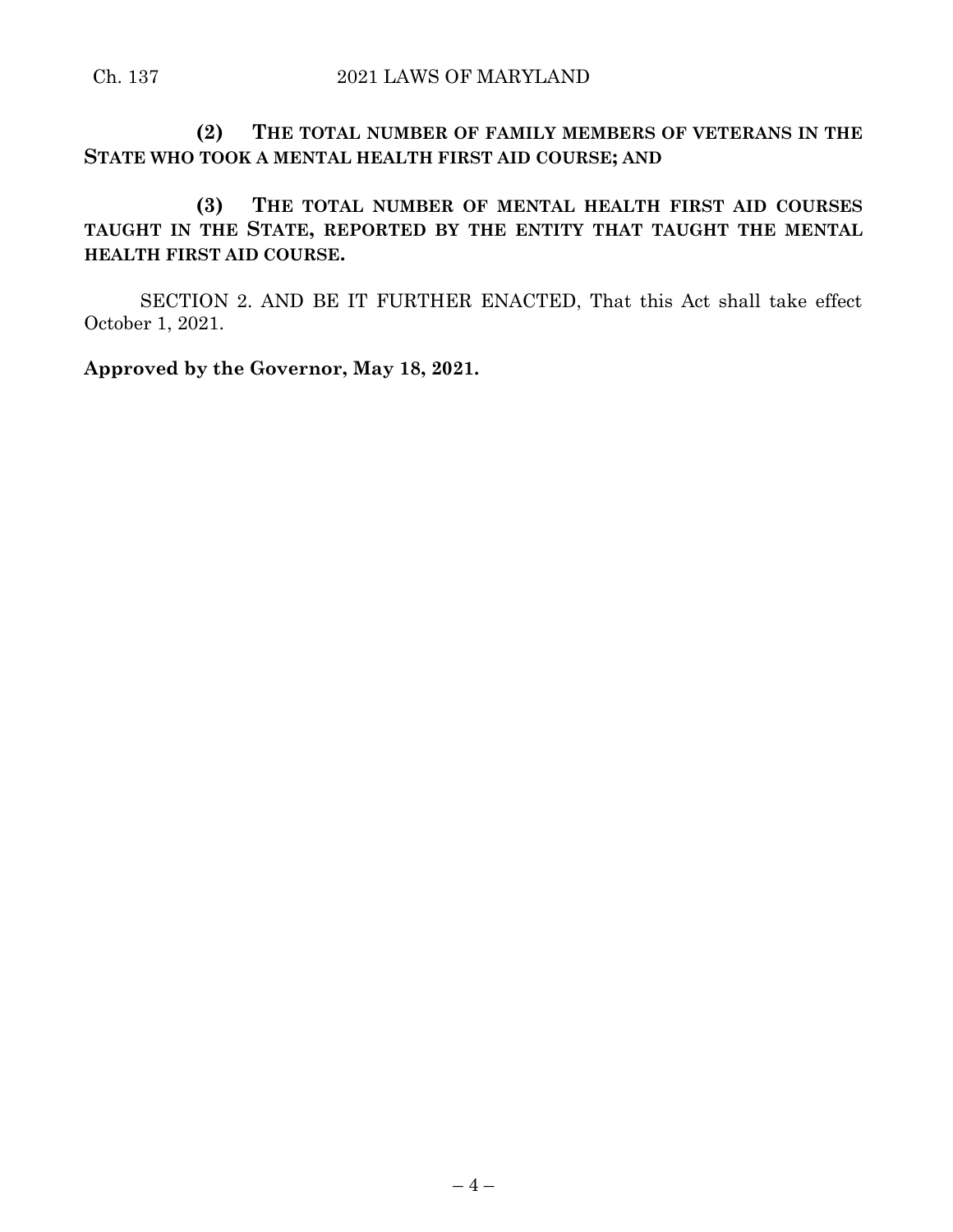**(2) THE TOTAL NUMBER OF FAMILY MEMBERS OF VETERANS IN THE STATE WHO TOOK A MENTAL HEALTH FIRST AID COURSE; AND**

**(3) THE TOTAL NUMBER OF MENTAL HEALTH FIRST AID COURSES TAUGHT IN THE STATE, REPORTED BY THE ENTITY THAT TAUGHT THE MENTAL HEALTH FIRST AID COURSE.**

SECTION 2. AND BE IT FURTHER ENACTED, That this Act shall take effect October 1, 2021.

**Approved by the Governor, May 18, 2021.**